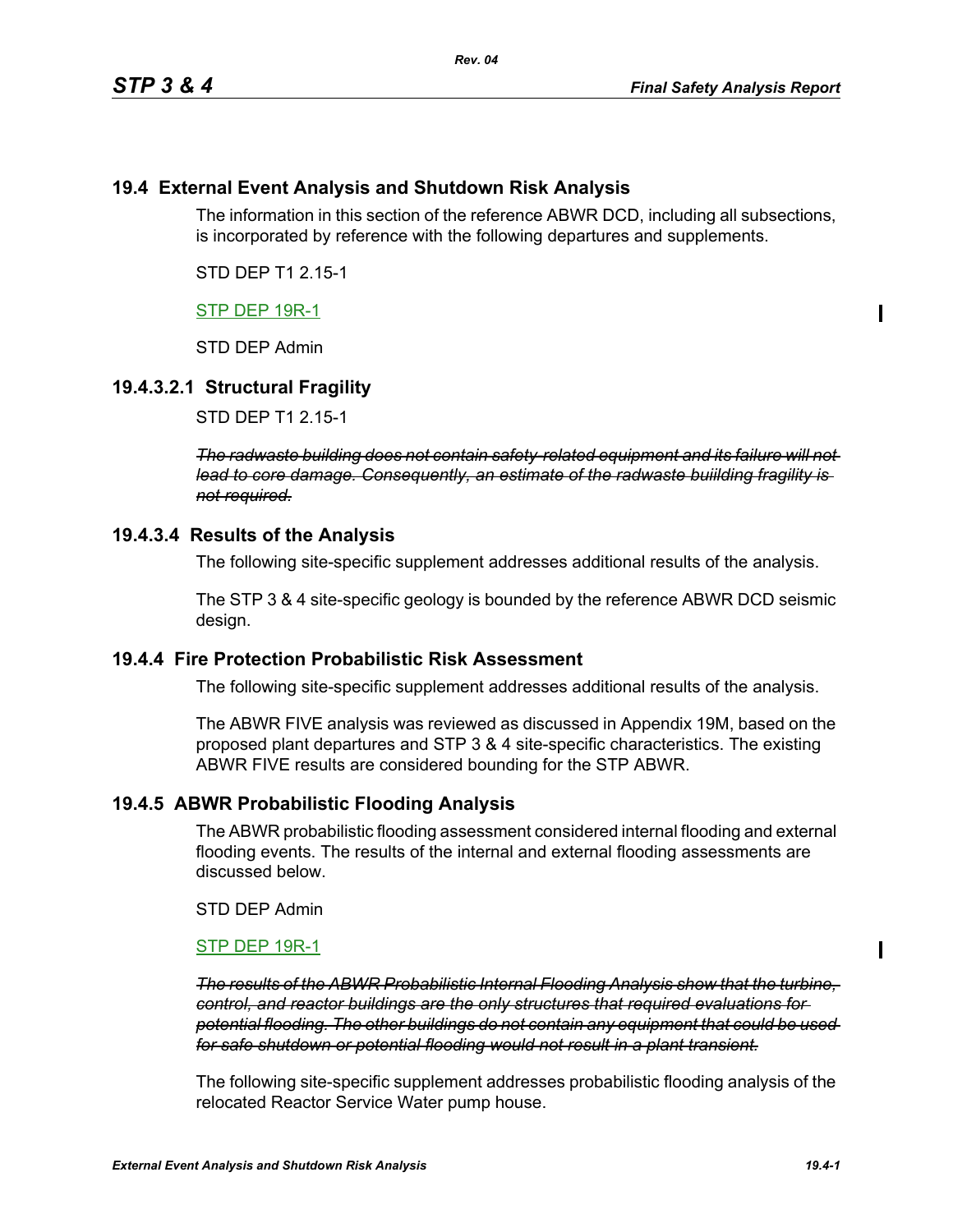## 19.4 External Event Analysis and Shutdown Risk Analysis

The information in this section of the reference ABWR DCD, including all subsections, is incorporated by reference with the following departures and supplements.

STD DEP T1 2.15-1

STP DEP 19R-1

STD DEP Admin

### 19.4.3.2.1 Structural Fragility

STD DEP T1 2.15-1

~~*The radwaste building does not contain safety-related equipment and its failure will not lead to core damage. Consequently, an estimate of the radwaste buiilding fragility is not required.*~~

### 19.4.3.4 Results of the Analysis

The following site-specific supplement addresses additional results of the analysis.

The STP 3 & 4 site-specific geology is bounded by the reference ABWR DCD seismic design.

### 19.4.4 Fire Protection Probabilistic Risk Assessment

The following site-specific supplement addresses additional results of the analysis.

The ABWR FIVE analysis was reviewed as discussed in Appendix 19M, based on the proposed plant departures and STP 3 & 4 site-specific characteristics. The existing ABWR FIVE results are considered bounding for the STP ABWR.

### 19.4.5 ABWR Probabilistic Flooding Analysis

The ABWR probabilistic flooding assessment considered internal flooding and external flooding events. The results of the internal and external flooding assessments are discussed below.

STD DEP Admin

STP DEP 19R-1

~~*The results of the ABWR Probabilistic Internal Flooding Analysis show that the turbine, control, and reactor buildings are the only structures that required evaluations for potential flooding. The other buildings do not contain any equipment that could be used for safe shutdown or potential flooding would not result in a plant transient.*~~

The following site-specific supplement addresses probabilistic flooding analysis of the relocated Reactor Service Water pump house.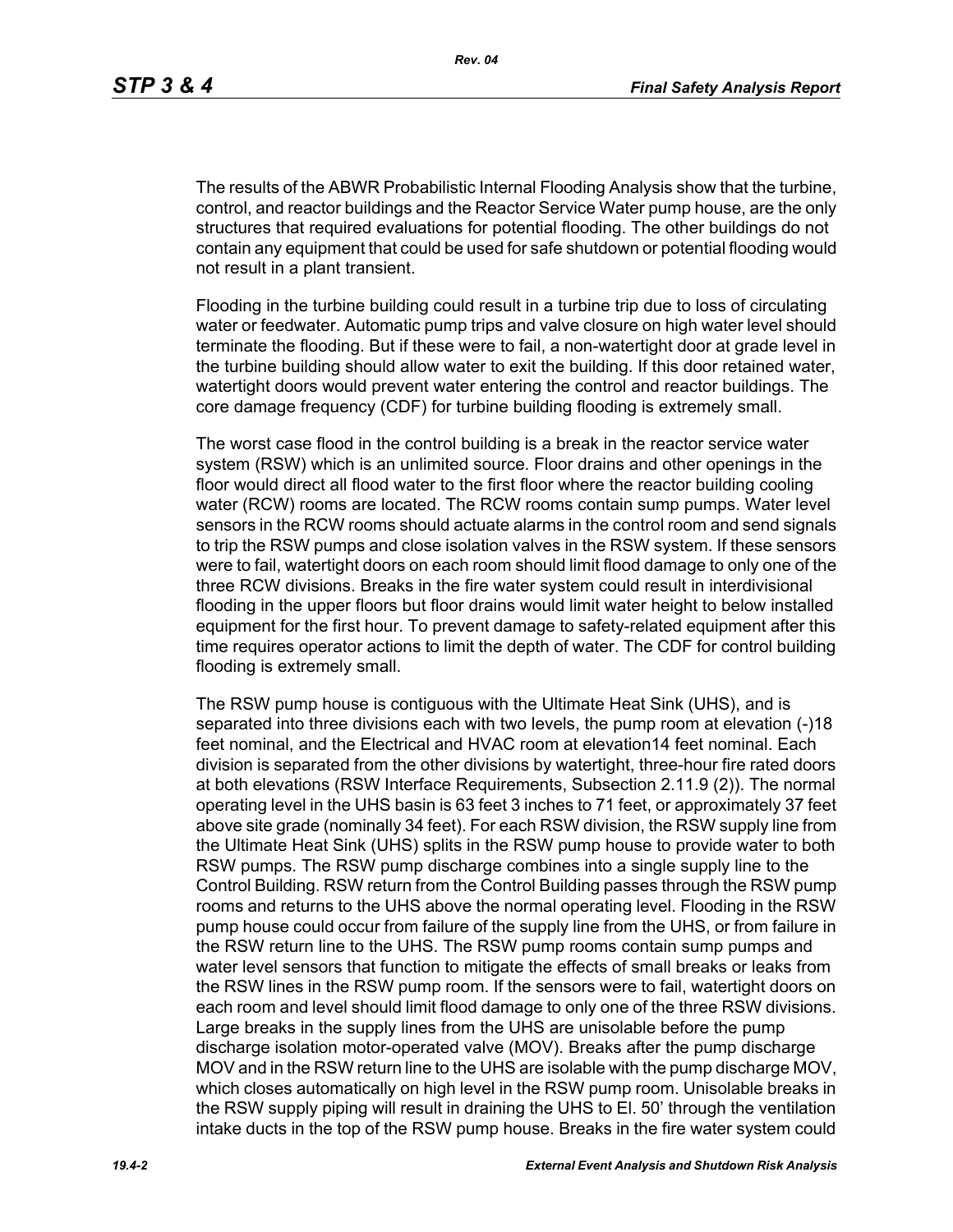The results of the ABWR Probabilistic Internal Flooding Analysis show that the turbine, control, and reactor buildings and the Reactor Service Water pump house, are the only structures that required evaluations for potential flooding. The other buildings do not contain any equipment that could be used for safe shutdown or potential flooding would not result in a plant transient.

Flooding in the turbine building could result in a turbine trip due to loss of circulating water or feedwater. Automatic pump trips and valve closure on high water level should terminate the flooding. But if these were to fail, a non-watertight door at grade level in the turbine building should allow water to exit the building. If this door retained water, watertight doors would prevent water entering the control and reactor buildings. The core damage frequency (CDF) for turbine building flooding is extremely small.

The worst case flood in the control building is a break in the reactor service water system (RSW) which is an unlimited source. Floor drains and other openings in the floor would direct all flood water to the first floor where the reactor building cooling water (RCW) rooms are located. The RCW rooms contain sump pumps. Water level sensors in the RCW rooms should actuate alarms in the control room and send signals to trip the RSW pumps and close isolation valves in the RSW system. If these sensors were to fail, watertight doors on each room should limit flood damage to only one of the three RCW divisions. Breaks in the fire water system could result in interdivisional flooding in the upper floors but floor drains would limit water height to below installed equipment for the first hour. To prevent damage to safety-related equipment after this time requires operator actions to limit the depth of water. The CDF for control building flooding is extremely small.

The RSW pump house is contiguous with the Ultimate Heat Sink (UHS), and is separated into three divisions each with two levels, the pump room at elevation (-)18 feet nominal, and the Electrical and HVAC room at elevation14 feet nominal. Each division is separated from the other divisions by watertight, three-hour fire rated doors at both elevations (RSW Interface Requirements, Subsection 2.11.9 (2)). The normal operating level in the UHS basin is 63 feet 3 inches to 71 feet, or approximately 37 feet above site grade (nominally 34 feet). For each RSW division, the RSW supply line from the Ultimate Heat Sink (UHS) splits in the RSW pump house to provide water to both RSW pumps. The RSW pump discharge combines into a single supply line to the Control Building. RSW return from the Control Building passes through the RSW pump rooms and returns to the UHS above the normal operating level. Flooding in the RSW pump house could occur from failure of the supply line from the UHS, or from failure in the RSW return line to the UHS. The RSW pump rooms contain sump pumps and water level sensors that function to mitigate the effects of small breaks or leaks from the RSW lines in the RSW pump room. If the sensors were to fail, watertight doors on each room and level should limit flood damage to only one of the three RSW divisions. Large breaks in the supply lines from the UHS are unisolable before the pump discharge isolation motor-operated valve (MOV). Breaks after the pump discharge MOV and in the RSW return line to the UHS are isolable with the pump discharge MOV, which closes automatically on high level in the RSW pump room. Unisolable breaks in the RSW supply piping will result in draining the UHS to El. 50' through the ventilation intake ducts in the top of the RSW pump house. Breaks in the fire water system could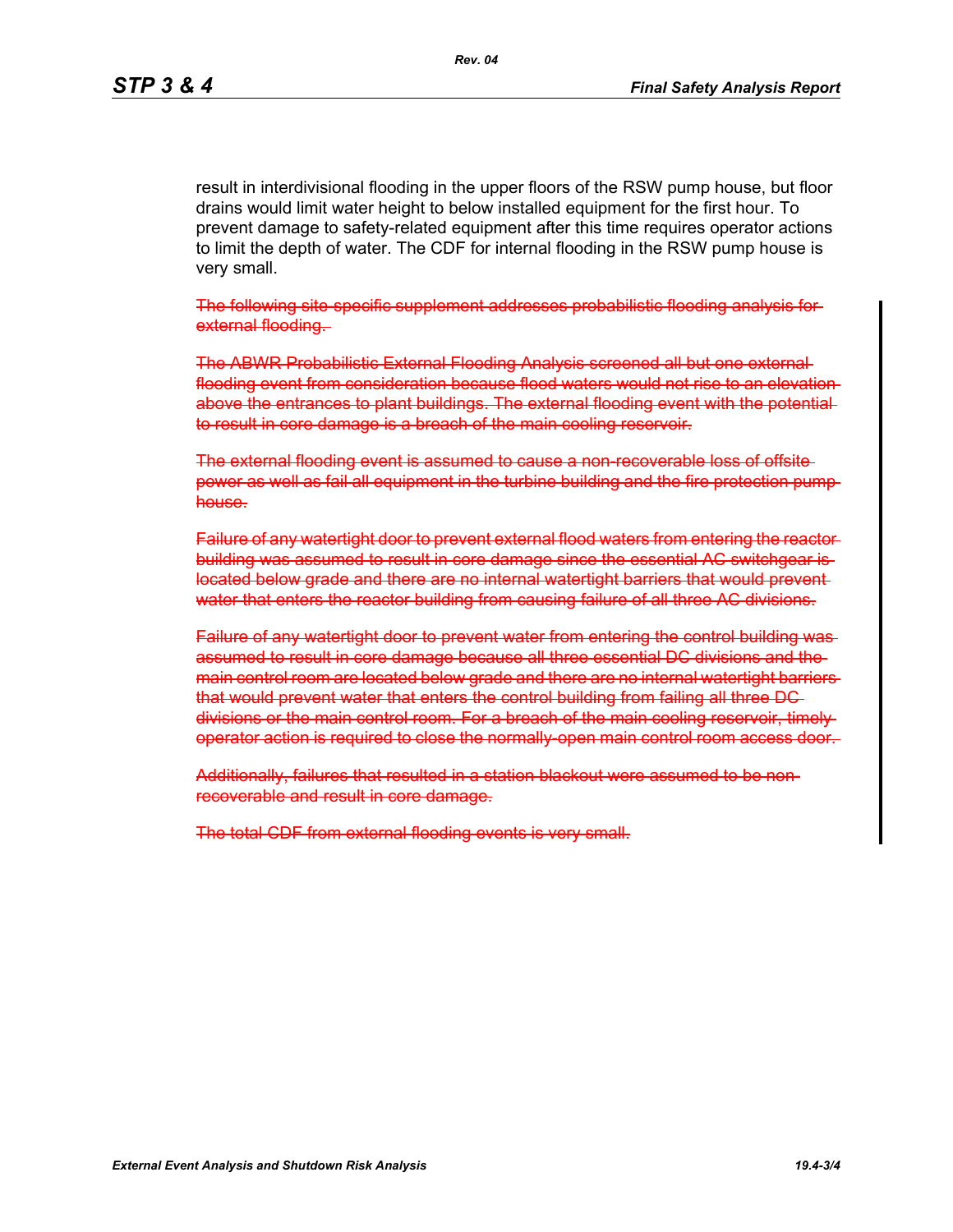result in interdivisional flooding in the upper floors of the RSW pump house, but floor drains would limit water height to below installed equipment for the first hour. To prevent damage to safety-related equipment after this time requires operator actions to limit the depth of water. The CDF for internal flooding in the RSW pump house is very small.

~~The following site-specific supplement addresses probabilistic flooding analysis for external flooding.~~

~~The ABWR Probabilistic External Flooding Analysis screened all but one external flooding event from consideration because flood waters would not rise to an elevation above the entrances to plant buildings. The external flooding event with the potential to result in core damage is a breach of the main cooling reservoir.~~

~~The external flooding event is assumed to cause a non-recoverable loss of offsite power as well as fail all equipment in the turbine building and the fire protection pump house.~~

~~Failure of any watertight door to prevent external flood waters from entering the reactor building was assumed to result in core damage since the essential AC switchgear is located below grade and there are no internal watertight barriers that would prevent water that enters the reactor building from causing failure of all three AC divisions.~~

~~Failure of any watertight door to prevent water from entering the control building was assumed to result in core damage because all three essential DC divisions and the main control room are located below grade and there are no internal watertight barriers that would prevent water that enters the control building from failing all three DC divisions or the main control room. For a breach of the main cooling reservoir, timely operator action is required to close the normally-open main control room access door.~~

~~Additionally, failures that resulted in a station blackout were assumed to be non-recoverable and result in core damage.~~

~~The total CDF from external flooding events is very small.~~